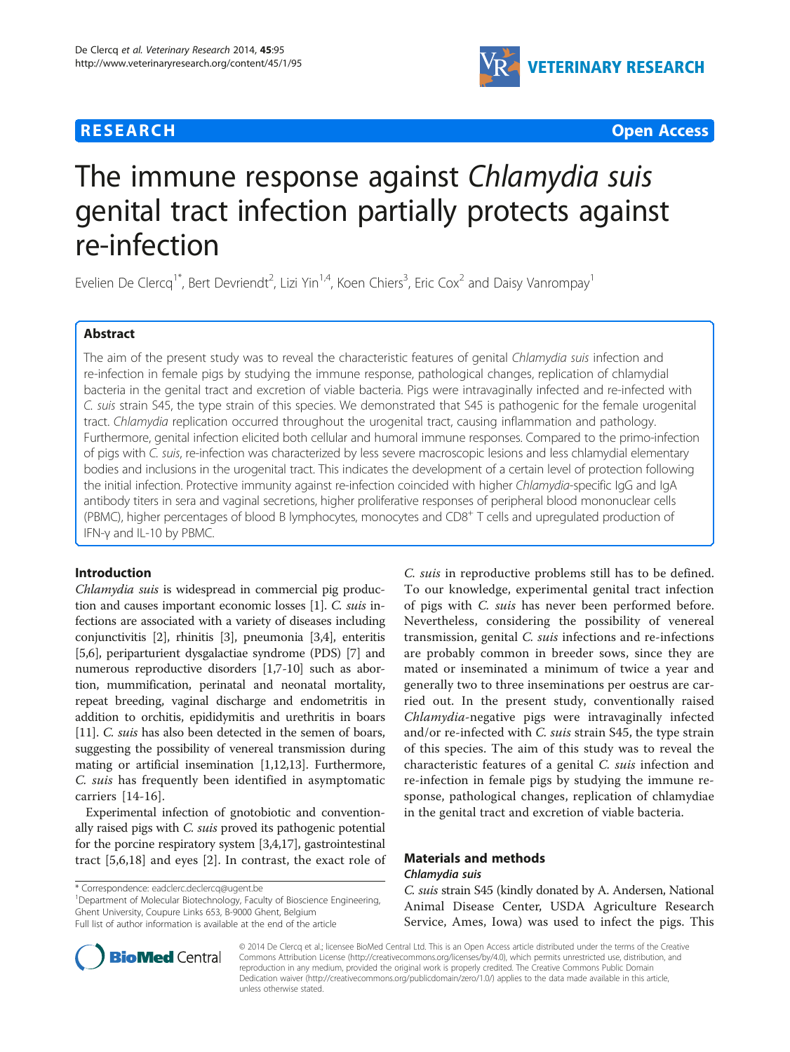**RESEARCH** **Open Access**

# The immune response against *Chlamydia suis* genital tract infection partially protects against re-infection

Evelien De Clercq[1*], Bert Devriendt[2], Lizi Yin[1,4], Koen Chiers[3], Eric Cox[2] and Daisy Vanrompay[1]

## Abstract

The aim of the present study was to reveal the characteristic features of genital *Chlamydia suis* infection and re-infection in female pigs by studying the immune response, pathological changes, replication of chlamydial bacteria in the genital tract and excretion of viable bacteria. Pigs were intravaginally infected and re-infected with *C. suis* strain S45, the type strain of this species. We demonstrated that S45 is pathogenic for the female urogenital tract. *Chlamydia* replication occurred throughout the urogenital tract, causing inflammation and pathology. Furthermore, genital infection elicited both cellular and humoral immune responses. Compared to the primo-infection of pigs with *C. suis*, re-infection was characterized by less severe macroscopic lesions and less chlamydial elementary bodies and inclusions in the urogenital tract. This indicates the development of a certain level of protection following the initial infection. Protective immunity against re-infection coincided with higher *Chlamydia*-specific IgG and IgA antibody titers in sera and vaginal secretions, higher proliferative responses of peripheral blood mononuclear cells (PBMC), higher percentages of blood B lymphocytes, monocytes and CD8$^+$ T cells and upregulated production of IFN-γ and IL-10 by PBMC.

## Introduction

*Chlamydia suis* is widespread in commercial pig production and causes important economic losses [1]. *C. suis* infections are associated with a variety of diseases including conjunctivitis [2], rhinitis [3], pneumonia [3,4], enteritis [5,6], periparturient dysgalactiae syndrome (PDS) [7] and numerous reproductive disorders [1,7-10] such as abortion, mummification, perinatal and neonatal mortality, repeat breeding, vaginal discharge and endometritis in addition to orchitis, epididymitis and urethritis in boars [11]. *C. suis* has also been detected in the semen of boars, suggesting the possibility of venereal transmission during mating or artificial insemination [1,12,13]. Furthermore, *C. suis* has frequently been identified in asymptomatic carriers [14-16].

Experimental infection of gnotobiotic and conventionally raised pigs with *C. suis* proved its pathogenic potential for the porcine respiratory system [3,4,17], gastrointestinal tract [5,6,18] and eyes [2]. In contrast, the exact role of *C. suis* in reproductive problems still has to be defined. To our knowledge, experimental genital tract infection of pigs with *C. suis* has never been performed before. Nevertheless, considering the possibility of venereal transmission, genital *C. suis* infections and re-infections are probably common in breeder sows, since they are mated or inseminated a minimum of twice a year and generally two to three inseminations per oestrus are carried out. In the present study, conventionally raised *Chlamydia*-negative pigs were intravaginally infected and/or re-infected with *C. suis* strain S45, the type strain of this species. The aim of this study was to reveal the characteristic features of a genital *C. suis* infection and re-infection in female pigs by studying the immune response, pathological changes, replication of chlamydiae in the genital tract and excretion of viable bacteria.

## Materials and methods

### *Chlamydia suis*

*C. suis* strain S45 (kindly donated by A. Andersen, National Animal Disease Center, USDA Agriculture Research Service, Ames, Iowa) was used to infect the pigs. This

\* Correspondence: eadclerc.declercq@ugent.be

[1]Department of Molecular Biotechnology, Faculty of Bioscience Engineering, Ghent University, Coupure Links 653, B-9000 Ghent, Belgium

Full list of author information is available at the end of the article

© 2014 De Clercq et al.; licensee BioMed Central Ltd. This is an Open Access article distributed under the terms of the Creative Commons Attribution License (http://creativecommons.org/licenses/by/4.0), which permits unrestricted use, distribution, and reproduction in any medium, provided the original work is properly credited. The Creative Commons Public Domain Dedication waiver (http://creativecommons.org/publicdomain/zero/1.0/) applies to the data made available in this article, unless otherwise stated.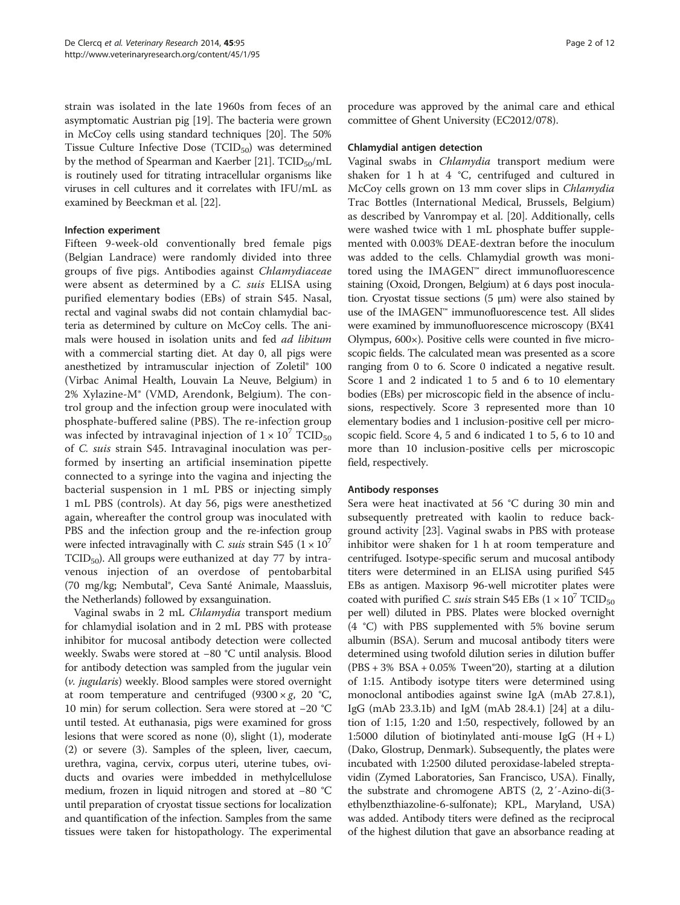strain was isolated in the late 1960s from feces of an asymptomatic Austrian pig [19]. The bacteria were grown in McCoy cells using standard techniques [20]. The 50% Tissue Culture Infective Dose ($TCID_{50}$) was determined by the method of Spearman and Kaerber [21]. $TCID_{50}$/mL is routinely used for titrating intracellular organisms like viruses in cell cultures and it correlates with IFU/mL as examined by Beeckman et al. [22].

#### Infection experiment

Fifteen 9-week-old conventionally bred female pigs (Belgian Landrace) were randomly divided into three groups of five pigs. Antibodies against *Chlamydiaceae* were absent as determined by a *C. suis* ELISA using purified elementary bodies (EBs) of strain S45. Nasal, rectal and vaginal swabs did not contain chlamydial bacteria as determined by culture on McCoy cells. The animals were housed in isolation units and fed *ad libitum* with a commercial starting diet. At day 0, all pigs were anesthetized by intramuscular injection of Zoletil® 100 (Virbac Animal Health, Louvain La Neuve, Belgium) in 2% Xylazine-M® (VMD, Arendonk, Belgium). The control group and the infection group were inoculated with phosphate-buffered saline (PBS). The re-infection group was infected by intravaginal injection of $1 \times 10^7$ $TCID_{50}$ of *C. suis* strain S45. Intravaginal inoculation was performed by inserting an artificial insemination pipette connected to a syringe into the vagina and injecting the bacterial suspension in 1 mL PBS or injecting simply 1 mL PBS (controls). At day 56, pigs were anesthetized again, whereafter the control group was inoculated with PBS and the infection group and the re-infection group were infected intravaginally with *C. suis* strain S45 ($1 \times 10^7$ $TCID_{50}$). All groups were euthanized at day 77 by intravenous injection of an overdose of pentobarbital (70 mg/kg; Nembutal®, Ceva Santé Animale, Maassluis, the Netherlands) followed by exsanguination.

Vaginal swabs in 2 mL *Chlamydia* transport medium for chlamydial isolation and in 2 mL PBS with protease inhibitor for mucosal antibody detection were collected weekly. Swabs were stored at −80 °C until analysis. Blood for antibody detection was sampled from the jugular vein (*v. jugularis*) weekly. Blood samples were stored overnight at room temperature and centrifuged (9300 × *g*, 20 °C, 10 min) for serum collection. Sera were stored at −20 °C until tested. At euthanasia, pigs were examined for gross lesions that were scored as none (0), slight (1), moderate (2) or severe (3). Samples of the spleen, liver, caecum, urethra, vagina, cervix, corpus uteri, uterine tubes, oviducts and ovaries were imbedded in methylcellulose medium, frozen in liquid nitrogen and stored at −80 °C until preparation of cryostat tissue sections for localization and quantification of the infection. Samples from the same tissues were taken for histopathology. The experimental procedure was approved by the animal care and ethical committee of Ghent University (EC2012/078).

#### Chlamydial antigen detection

Vaginal swabs in *Chlamydia* transport medium were shaken for 1 h at 4 °C, centrifuged and cultured in McCoy cells grown on 13 mm cover slips in *Chlamydia* Trac Bottles (International Medical, Brussels, Belgium) as described by Vanrompay et al. [20]. Additionally, cells were washed twice with 1 mL phosphate buffer supplemented with 0.003% DEAE-dextran before the inoculum was added to the cells. Chlamydial growth was monitored using the IMAGEN™ direct immunofluorescence staining (Oxoid, Drongen, Belgium) at 6 days post inoculation. Cryostat tissue sections (5 μm) were also stained by use of the IMAGEN™ immunofluorescence test. All slides were examined by immunofluorescence microscopy (BX41 Olympus, 600×). Positive cells were counted in five microscopic fields. The calculated mean was presented as a score ranging from 0 to 6. Score 0 indicated a negative result. Score 1 and 2 indicated 1 to 5 and 6 to 10 elementary bodies (EBs) per microscopic field in the absence of inclusions, respectively. Score 3 represented more than 10 elementary bodies and 1 inclusion-positive cell per microscopic field. Score 4, 5 and 6 indicated 1 to 5, 6 to 10 and more than 10 inclusion-positive cells per microscopic field, respectively.

#### Antibody responses

Sera were heat inactivated at 56 °C during 30 min and subsequently pretreated with kaolin to reduce background activity [23]. Vaginal swabs in PBS with protease inhibitor were shaken for 1 h at room temperature and centrifuged. Isotype-specific serum and mucosal antibody titers were determined in an ELISA using purified S45 EBs as antigen. Maxisorp 96-well microtiter plates were coated with purified *C. suis* strain S45 EBs ($1 \times 10^7$ $TCID_{50}$ per well) diluted in PBS. Plates were blocked overnight (4 °C) with PBS supplemented with 5% bovine serum albumin (BSA). Serum and mucosal antibody titers were determined using twofold dilution series in dilution buffer (PBS + 3% BSA + 0.05% Tween®20), starting at a dilution of 1:15. Antibody isotype titers were determined using monoclonal antibodies against swine IgA (mAb 27.8.1), IgG (mAb 23.3.1b) and IgM (mAb 28.4.1) [24] at a dilution of 1:15, 1:20 and 1:50, respectively, followed by an 1:5000 dilution of biotinylated anti-mouse IgG (H + L) (Dako, Glostrup, Denmark). Subsequently, the plates were incubated with 1:2500 diluted peroxidase-labeled streptavidin (Zymed Laboratories, San Francisco, USA). Finally, the substrate and chromogene ABTS (2, 2′-Azino-di(3-ethylbenzthiazoline-6-sulfonate); KPL, Maryland, USA) was added. Antibody titers were defined as the reciprocal of the highest dilution that gave an absorbance reading at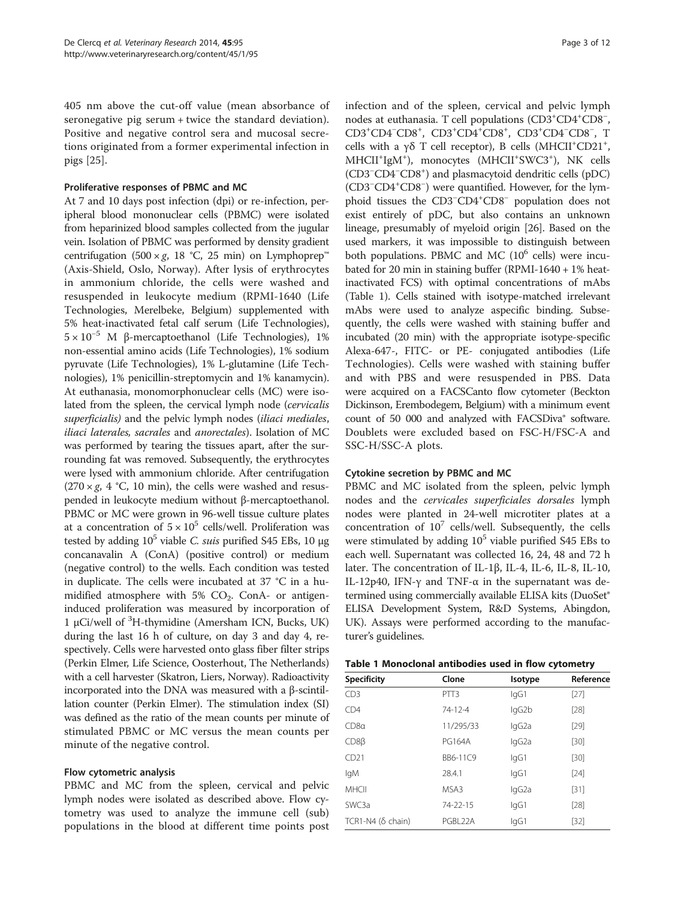405 nm above the cut-off value (mean absorbance of seronegative pig serum + twice the standard deviation). Positive and negative control sera and mucosal secretions originated from a former experimental infection in pigs [25].

#### Proliferative responses of PBMC and MC

At 7 and 10 days post infection (dpi) or re-infection, peripheral blood mononuclear cells (PBMC) were isolated from heparinized blood samples collected from the jugular vein. Isolation of PBMC was performed by density gradient centrifugation (500 × *g*, 18 °C, 25 min) on Lymphoprep™ (Axis-Shield, Oslo, Norway). After lysis of erythrocytes in ammonium chloride, the cells were washed and resuspended in leukocyte medium (RPMI-1640 (Life Technologies, Merelbeke, Belgium) supplemented with 5% heat-inactivated fetal calf serum (Life Technologies), $5 \times 10^{-5}$ M β-mercaptoethanol (Life Technologies), 1% non-essential amino acids (Life Technologies), 1% sodium pyruvate (Life Technologies), 1% L-glutamine (Life Technologies), 1% penicillin-streptomycin and 1% kanamycin). At euthanasia, monomorphonuclear cells (MC) were isolated from the spleen, the cervical lymph node (*cervicalis superficialis)* and the pelvic lymph nodes (*iliaci mediales*, *iliaci laterales, sacrales* and *anorectales*). Isolation of MC was performed by tearing the tissues apart, after the surrounding fat was removed. Subsequently, the erythrocytes were lysed with ammonium chloride. After centrifugation (270 × *g*, 4 °C, 10 min), the cells were washed and resuspended in leukocyte medium without β-mercaptoethanol. PBMC or MC were grown in 96-well tissue culture plates at a concentration of $5 \times 10^5$ cells/well. Proliferation was tested by adding $10^5$ viable *C. suis* purified S45 EBs, 10 μg concanavalin A (ConA) (positive control) or medium (negative control) to the wells. Each condition was tested in duplicate. The cells were incubated at 37 °C in a humidified atmosphere with 5% $CO_2$. ConA- or antigen-induced proliferation was measured by incorporation of 1 μCi/well of $^3$H-thymidine (Amersham ICN, Bucks, UK) during the last 16 h of culture, on day 3 and day 4, respectively. Cells were harvested onto glass fiber filter strips (Perkin Elmer, Life Science, Oosterhout, The Netherlands) with a cell harvester (Skatron, Liers, Norway). Radioactivity incorporated into the DNA was measured with a β-scintillation counter (Perkin Elmer). The stimulation index (SI) was defined as the ratio of the mean counts per minute of stimulated PBMC or MC versus the mean counts per minute of the negative control.

#### Flow cytometric analysis

PBMC and MC from the spleen, cervical and pelvic lymph nodes were isolated as described above. Flow cytometry was used to analyze the immune cell (sub) populations in the blood at different time points post infection and of the spleen, cervical and pelvic lymph nodes at euthanasia. T cell populations ($CD3^+CD4^+CD8^-$, $CD3^+CD4^-CD8^+$, $CD3^+CD4^+CD8^+$, $CD3^+CD4^-CD8^-$, T cells with a γδ T cell receptor), B cells ($MHCII^+CD21^+$, $MHCII^+IgM^+$), monocytes ($MHCII^+SWC3^+$), NK cells ($CD3^-CD4^-CD8^+$) and plasmacytoid dendritic cells (pDC) ($CD3^-CD4^+CD8^-$) were quantified. However, for the lymphoid tissues the $CD3^-CD4^+CD8^-$ population does not exist entirely of pDC, but also contains an unknown lineage, presumably of myeloid origin [26]. Based on the used markers, it was impossible to distinguish between both populations. PBMC and MC ($10^6$ cells) were incubated for 20 min in staining buffer (RPMI-1640 + 1% heat-inactivated FCS) with optimal concentrations of mAbs (Table 1). Cells stained with isotype-matched irrelevant mAbs were used to analyze aspecific binding. Subsequently, the cells were washed with staining buffer and incubated (20 min) with the appropriate isotype-specific Alexa-647-, FITC- or PE- conjugated antibodies (Life Technologies). Cells were washed with staining buffer and with PBS and were resuspended in PBS. Data were acquired on a FACSCanto flow cytometer (Beckton Dickinson, Erembodegem, Belgium) with a minimum event count of 50 000 and analyzed with FACSDiva® software. Doublets were excluded based on FSC-H/FSC-A and SSC-H/SSC-A plots.

#### Cytokine secretion by PBMC and MC

PBMC and MC isolated from the spleen, pelvic lymph nodes and the *cervicales superficiales dorsales* lymph nodes were planted in 24-well microtiter plates at a concentration of $10^7$ cells/well. Subsequently, the cells were stimulated by adding $10^5$ viable purified S45 EBs to each well. Supernatant was collected 16, 24, 48 and 72 h later. The concentration of IL-1β, IL-4, IL-6, IL-8, IL-10, IL-12p40, IFN-γ and TNF-α in the supernatant was determined using commercially available ELISA kits (DuoSet® ELISA Development System, R&D Systems, Abingdon, UK). Assays were performed according to the manufacturer's guidelines.

**Table 1 Monoclonal antibodies used in flow cytometry**

| Specificity | Clone | Isotype | Reference |
|---|---|---|---|
| CD3 | PTT3 | IgG1 | [27] |
| CD4 | 74-12-4 | IgG2b | [28] |
| CD8α | 11/295/33 | IgG2a | [29] |
| CD8β | PG164A | IgG2a | [30] |
| CD21 | BB6-11C9 | IgG1 | [30] |
| IgM | 28.4.1 | IgG1 | [24] |
| MHCII | MSA3 | IgG2a | [31] |
| SWC3a | 74-22-15 | IgG1 | [28] |
| TCR1-N4 (δ chain) | PGBL22A | IgG1 | [32] |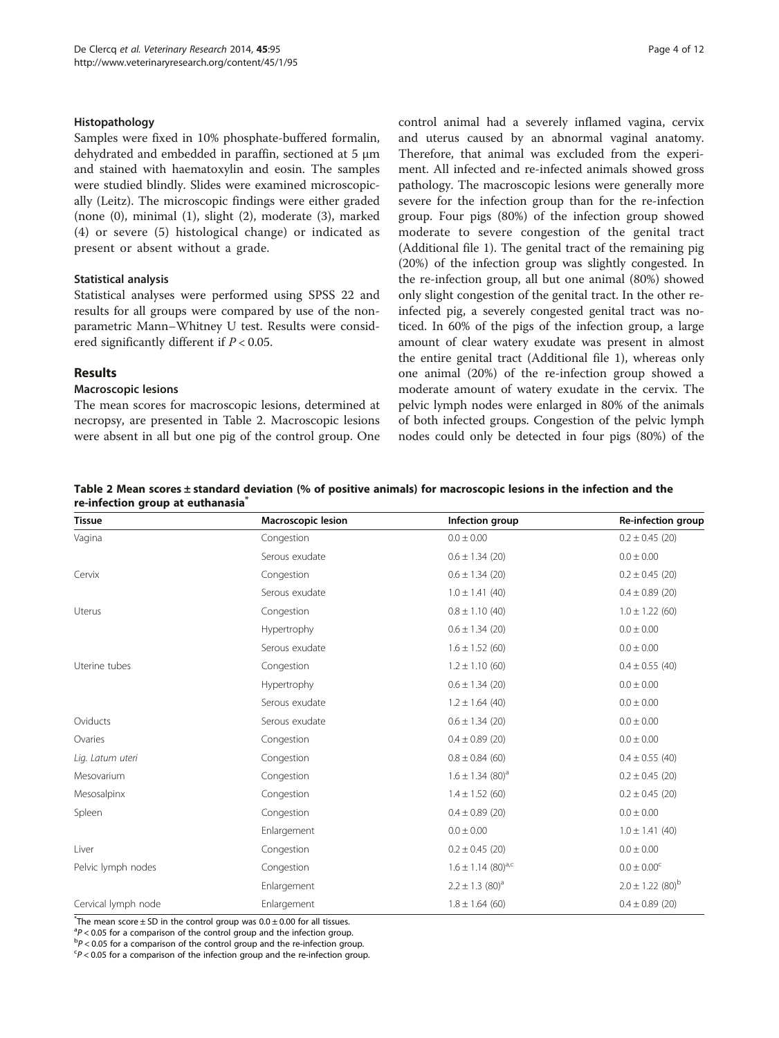### Histopathology

Samples were fixed in 10% phosphate-buffered formalin, dehydrated and embedded in paraffin, sectioned at 5 μm and stained with haematoxylin and eosin. The samples were studied blindly. Slides were examined microscopically (Leitz). The microscopic findings were either graded (none (0), minimal (1), slight (2), moderate (3), marked (4) or severe (5) histological change) or indicated as present or absent without a grade.

### Statistical analysis

Statistical analyses were performed using SPSS 22 and results for all groups were compared by use of the non-parametric Mann–Whitney U test. Results were considered significantly different if $P < 0.05$.

## Results

### Macroscopic lesions

The mean scores for macroscopic lesions, determined at necropsy, are presented in Table 2. Macroscopic lesions were absent in all but one pig of the control group. One control animal had a severely inflamed vagina, cervix and uterus caused by an abnormal vaginal anatomy. Therefore, that animal was excluded from the experiment. All infected and re-infected animals showed gross pathology. The macroscopic lesions were generally more severe for the infection group than for the re-infection group. Four pigs (80%) of the infection group showed moderate to severe congestion of the genital tract (Additional file 1). The genital tract of the remaining pig (20%) of the infection group was slightly congested. In the re-infection group, all but one animal (80%) showed only slight congestion of the genital tract. In the other re-infected pig, a severely congested genital tract was noticed. In 60% of the pigs of the infection group, a large amount of clear watery exudate was present in almost the entire genital tract (Additional file 1), whereas only one animal (20%) of the re-infection group showed a moderate amount of watery exudate in the cervix. The pelvic lymph nodes were enlarged in 80% of the animals of both infected groups. Congestion of the pelvic lymph nodes could only be detected in four pigs (80%) of the

**Table 2 Mean scores ± standard deviation (% of positive animals) for macroscopic lesions in the infection and the re-infection group at euthanasia[*]**

| Tissue | Macroscopic lesion | Infection group | Re-infection group |
|---|---|---|---|
| Vagina | Congestion | 0.0 ± 0.00 | 0.2 ± 0.45 (20) |
| | Serous exudate | 0.6 ± 1.34 (20) | 0.0 ± 0.00 |
| Cervix | Congestion | 0.6 ± 1.34 (20) | 0.2 ± 0.45 (20) |
| | Serous exudate | 1.0 ± 1.41 (40) | 0.4 ± 0.89 (20) |
| Uterus | Congestion | 0.8 ± 1.10 (40) | 1.0 ± 1.22 (60) |
| | Hypertrophy | 0.6 ± 1.34 (20) | 0.0 ± 0.00 |
| | Serous exudate | 1.6 ± 1.52 (60) | 0.0 ± 0.00 |
| Uterine tubes | Congestion | 1.2 ± 1.10 (60) | 0.4 ± 0.55 (40) |
| | Hypertrophy | 0.6 ± 1.34 (20) | 0.0 ± 0.00 |
| | Serous exudate | 1.2 ± 1.64 (40) | 0.0 ± 0.00 |
| Oviducts | Serous exudate | 0.6 ± 1.34 (20) | 0.0 ± 0.00 |
| Ovaries | Congestion | 0.4 ± 0.89 (20) | 0.0 ± 0.00 |
| *Lig. Latum uteri* | Congestion | 0.8 ± 0.84 (60) | 0.4 ± 0.55 (40) |
| Mesovarium | Congestion | 1.6 ± 1.34 (80)[a] | 0.2 ± 0.45 (20) |
| Mesosalpinx | Congestion | 1.4 ± 1.52 (60) | 0.2 ± 0.45 (20) |
| Spleen | Congestion | 0.4 ± 0.89 (20) | 0.0 ± 0.00 |
| | Enlargement | 0.0 ± 0.00 | 1.0 ± 1.41 (40) |
| Liver | Congestion | 0.2 ± 0.45 (20) | 0.0 ± 0.00 |
| Pelvic lymph nodes | Congestion | 1.6 ± 1.14 (80)[a,c] | 0.0 ± 0.00[c] |
| | Enlargement | 2.2 ± 1.3 (80)[a] | 2.0 ± 1.22 (80)[b] |
| Cervical lymph node | Enlargement | 1.8 ± 1.64 (60) | 0.4 ± 0.89 (20) |

[*]The mean score ± SD in the control group was 0.0 ± 0.00 for all tissues.
[a]$P < 0.05$ for a comparison of the control group and the infection group.
[b]$P < 0.05$ for a comparison of the control group and the re-infection group.
[c]$P < 0.05$ for a comparison of the infection group and the re-infection group.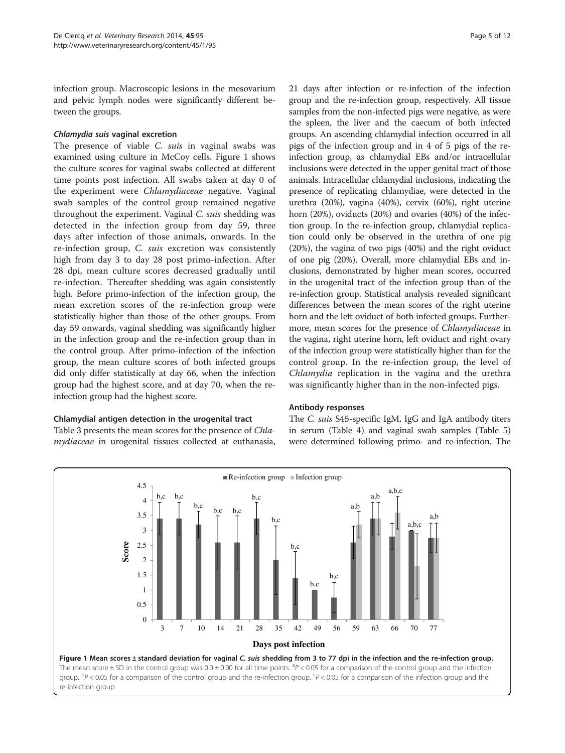infection group. Macroscopic lesions in the mesovarium and pelvic lymph nodes were significantly different between the groups.

#### *Chlamydia suis* vaginal excretion

The presence of viable *C. suis* in vaginal swabs was examined using culture in McCoy cells. Figure 1 shows the culture scores for vaginal swabs collected at different time points post infection. All swabs taken at day 0 of the experiment were *Chlamydiaceae* negative. Vaginal swab samples of the control group remained negative throughout the experiment. Vaginal *C. suis* shedding was detected in the infection group from day 59, three days after infection of those animals, onwards. In the re-infection group, *C. suis* excretion was consistently high from day 3 to day 28 post primo-infection. After 28 dpi, mean culture scores decreased gradually until re-infection. Thereafter shedding was again consistently high. Before primo-infection of the infection group, the mean excretion scores of the re-infection group were statistically higher than those of the other groups. From day 59 onwards, vaginal shedding was significantly higher in the infection group and the re-infection group than in the control group. After primo-infection of the infection group, the mean culture scores of both infected groups did only differ statistically at day 66, when the infection group had the highest score, and at day 70, when the re-infection group had the highest score.

#### Chlamydial antigen detection in the urogenital tract

Table 3 presents the mean scores for the presence of *Chlamydiaceae* in urogenital tissues collected at euthanasia, 21 days after infection or re-infection of the infection group and the re-infection group, respectively. All tissue samples from the non-infected pigs were negative, as were the spleen, the liver and the caecum of both infected groups. An ascending chlamydial infection occurred in all pigs of the infection group and in 4 of 5 pigs of the re-infection group, as chlamydial EBs and/or intracellular inclusions were detected in the upper genital tract of those animals. Intracellular chlamydial inclusions, indicating the presence of replicating chlamydiae, were detected in the urethra (20%), vagina (40%), cervix (60%), right uterine horn (20%), oviducts (20%) and ovaries (40%) of the infection group. In the re-infection group, chlamydial replication could only be observed in the urethra of one pig (20%), the vagina of two pigs (40%) and the right oviduct of one pig (20%). Overall, more chlamydial EBs and inclusions, demonstrated by higher mean scores, occurred in the urogenital tract of the infection group than of the re-infection group. Statistical analysis revealed significant differences between the mean scores of the right uterine horn and the left oviduct of both infected groups. Furthermore, mean scores for the presence of *Chlamydiaceae* in the vagina, right uterine horn, left oviduct and right ovary of the infection group were statistically higher than for the control group. In the re-infection group, the level of *Chlamydia* replication in the vagina and the urethra was significantly higher than in the non-infected pigs.

#### Antibody responses

The *C. suis* S45-specific IgM, IgG and IgA antibody titers in serum (Table 4) and vaginal swab samples (Table 5) were determined following primo- and re-infection. The

**Figure 1 Mean scores ± standard deviation for vaginal *C. suis* shedding from 3 to 77 dpi in the infection and the re-infection group.** The mean score ± SD in the control group was 0.0 ± 0.00 for all time points. [a]$P < 0.05$ for a comparison of the control group and the infection group. [b]$P < 0.05$ for a comparison of the control group and the re-infection group. [c]$P < 0.05$ for a comparison of the infection group and the re-infection group.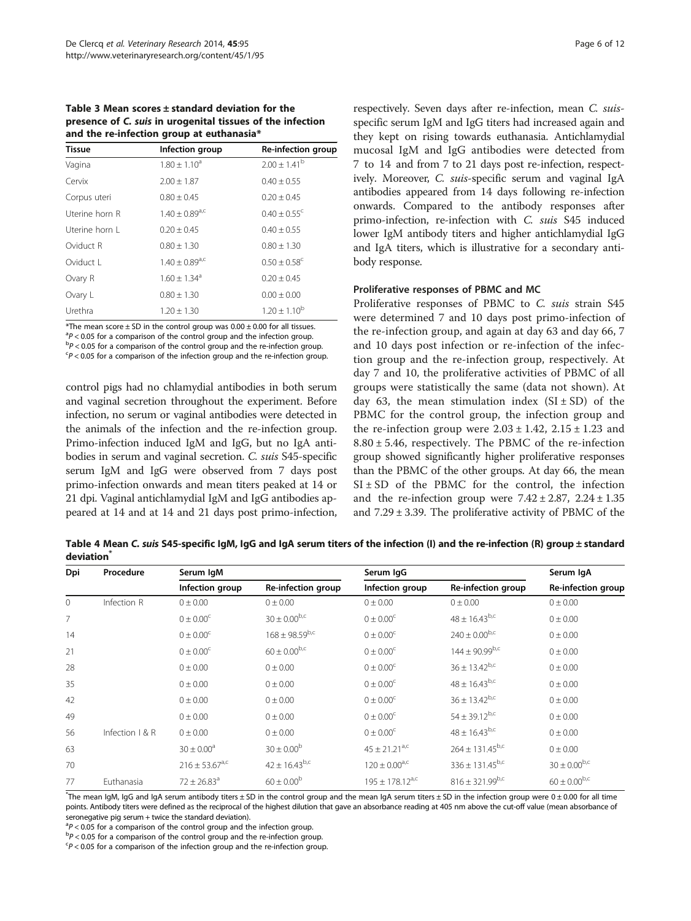**Table 3 Mean scores ± standard deviation for the presence of *C. suis* in urogenital tissues of the infection and the re-infection group at euthanasia***

| Tissue | Infection group | Re-infection group |
|---|---|---|
| Vagina | 1.80 ± 1.10[a] | 2.00 ± 1.41[b] |
| Cervix | 2.00 ± 1.87 | 0.40 ± 0.55 |
| Corpus uteri | 0.80 ± 0.45 | 0.20 ± 0.45 |
| Uterine horn R | 1.40 ± 0.89[a,c] | 0.40 ± 0.55[c] |
| Uterine horn L | 0.20 ± 0.45 | 0.40 ± 0.55 |
| Oviduct R | 0.80 ± 1.30 | 0.80 ± 1.30 |
| Oviduct L | 1.40 ± 0.89[a,c] | 0.50 ± 0.58[c] |
| Ovary R | 1.60 ± 1.34[a] | 0.20 ± 0.45 |
| Ovary L | 0.80 ± 1.30 | 0.00 ± 0.00 |
| Urethra | 1.20 ± 1.30 | 1.20 ± 1.10[b] |

*The mean score ± SD in the control group was 0.00 ± 0.00 for all tissues.
[a]$P < 0.05$ for a comparison of the control group and the infection group.
[b]$P < 0.05$ for a comparison of the control group and the re-infection group.
[c]$P < 0.05$ for a comparison of the infection group and the re-infection group.

control pigs had no chlamydial antibodies in both serum and vaginal secretion throughout the experiment. Before infection, no serum or vaginal antibodies were detected in the animals of the infection and the re-infection group. Primo-infection induced IgM and IgG, but no IgA antibodies in serum and vaginal secretion. *C. suis* S45-specific serum IgM and IgG were observed from 7 days post primo-infection onwards and mean titers peaked at 14 or 21 dpi. Vaginal antichlamydial IgM and IgG antibodies appeared at 14 and at 14 and 21 days post primo-infection, respectively. Seven days after re-infection, mean *C. suis*-specific serum IgM and IgG titers had increased again and they kept on rising towards euthanasia. Antichlamydial mucosal IgM and IgG antibodies were detected from 7 to 14 and from 7 to 21 days post re-infection, respectively. Moreover, *C. suis*-specific serum and vaginal IgA antibodies appeared from 14 days following re-infection onwards. Compared to the antibody responses after primo-infection, re-infection with *C. suis* S45 induced lower IgM antibody titers and higher antichlamydial IgG and IgA titers, which is illustrative for a secondary antibody response.

### Proliferative responses of PBMC and MC

Proliferative responses of PBMC to *C. suis* strain S45 were determined 7 and 10 days post primo-infection of the re-infection group, and again at day 63 and day 66, 7 and 10 days post infection or re-infection of the infection group and the re-infection group, respectively. At day 7 and 10, the proliferative activities of PBMC of all groups were statistically the same (data not shown). At day 63, the mean stimulation index (SI ± SD) of the PBMC for the control group, the infection group and the re-infection group were 2.03 ± 1.42, 2.15 ± 1.23 and 8.80 ± 5.46, respectively. The PBMC of the re-infection group showed significantly higher proliferative responses than the PBMC of the other groups. At day 66, the mean SI ± SD of the PBMC for the control, the infection and the re-infection group were 7.42 ± 2.87, 2.24 ± 1.35 and 7.29 ± 3.39. The proliferative activity of PBMC of the

**Table 4 Mean *C. suis* S45-specific IgM, IgG and IgA serum titers of the infection (I) and the re-infection (R) group ± standard deviation***

| Dpi | Procedure | Serum IgM | | Serum IgG | | Serum IgA |
|---|---|---|---|---|---|---|
| | | Infection group | Re-infection group | Infection group | Re-infection group | Re-infection group |
| 0 | Infection R | 0 ± 0.00 | 0 ± 0.00 | 0 ± 0.00 | 0 ± 0.00 | 0 ± 0.00 |
| 7 | | 0 ± 0.00[c] | 30 ± 0.00[b,c] | 0 ± 0.00[c] | 48 ± 16.43[b,c] | 0 ± 0.00 |
| 14 | | 0 ± 0.00[c] | 168 ± 98.59[b,c] | 0 ± 0.00[c] | 240 ± 0.00[b,c] | 0 ± 0.00 |
| 21 | | 0 ± 0.00[c] | 60 ± 0.00[b,c] | 0 ± 0.00[c] | 144 ± 90.99[b,c] | 0 ± 0.00 |
| 28 | | 0 ± 0.00 | 0 ± 0.00 | 0 ± 0.00[c] | 36 ± 13.42[b,c] | 0 ± 0.00 |
| 35 | | 0 ± 0.00 | 0 ± 0.00 | 0 ± 0.00[c] | 48 ± 16.43[b,c] | 0 ± 0.00 |
| 42 | | 0 ± 0.00 | 0 ± 0.00 | 0 ± 0.00[c] | 36 ± 13.42[b,c] | 0 ± 0.00 |
| 49 | | 0 ± 0.00 | 0 ± 0.00 | 0 ± 0.00[c] | 54 ± 39.12[b,c] | 0 ± 0.00 |
| 56 | Infection I & R | 0 ± 0.00 | 0 ± 0.00 | 0 ± 0.00[c] | 48 ± 16.43[b,c] | 0 ± 0.00 |
| 63 | | 30 ± 0.00[a] | 30 ± 0.00[b] | 45 ± 21.21[a,c] | 264 ± 131.45[b,c] | 0 ± 0.00 |
| 70 | | 216 ± 53.67[a,c] | 42 ± 16.43[b,c] | 120 ± 0.00[a,c] | 336 ± 131.45[b,c] | 30 ± 0.00[b,c] |
| 77 | Euthanasia | 72 ± 26.83[a] | 60 ± 0.00[b] | 195 ± 178.12[a,c] | 816 ± 321.99[b,c] | 60 ± 0.00[b,c] |

*The mean IgM, IgG and IgA serum antibody titers ± SD in the control group and the mean IgA serum titers ± SD in the infection group were 0 ± 0.00 for all time points. Antibody titers were defined as the reciprocal of the highest dilution that gave an absorbance reading at 405 nm above the cut-off value (mean absorbance of seronegative pig serum + twice the standard deviation).
[a]$P < 0.05$ for a comparison of the control group and the infection group.
[b]$P < 0.05$ for a comparison of the control group and the re-infection group.
[c]$P < 0.05$ for a comparison of the infection group and the re-infection group.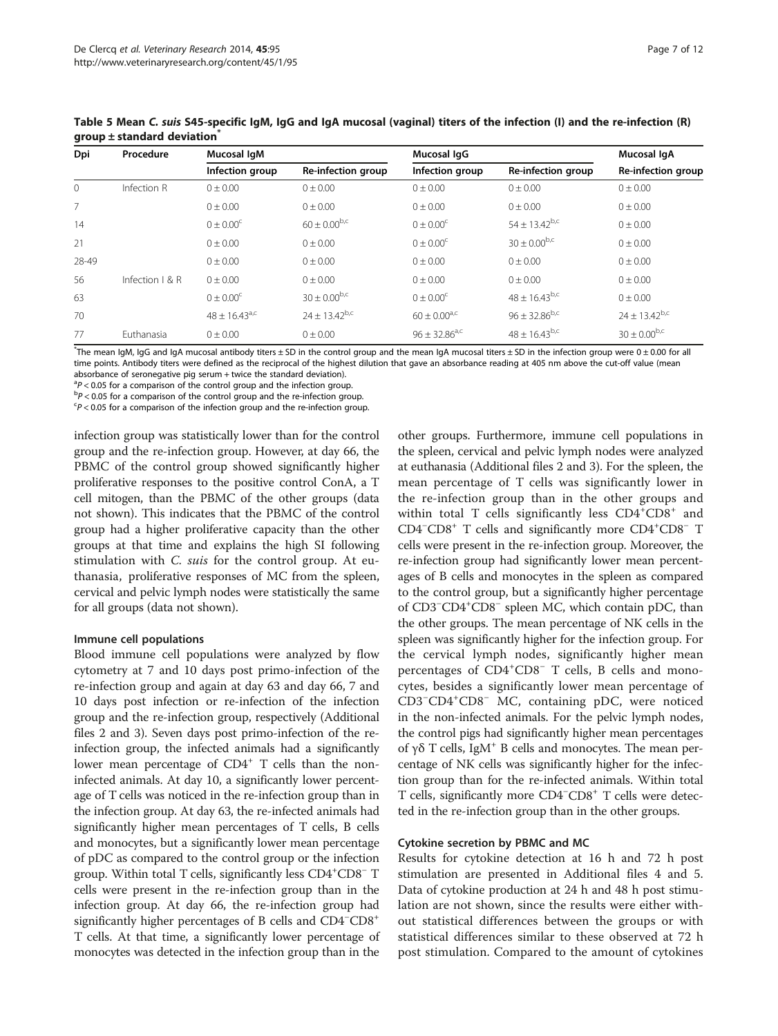**Table 5 Mean *C. suis* S45-specific IgM, IgG and IgA mucosal (vaginal) titers of the infection (I) and the re-infection (R) group ± standard deviation***

| Dpi | Procedure | Mucosal IgM | | Mucosal IgG | | Mucosal IgA |
|---|---|---|---|---|---|---|
| | | Infection group | Re-infection group | Infection group | Re-infection group | Re-infection group |
| 0 | Infection R | 0 ± 0.00 | 0 ± 0.00 | 0 ± 0.00 | 0 ± 0.00 | 0 ± 0.00 |
| 7 | | 0 ± 0.00 | 0 ± 0.00 | 0 ± 0.00 | 0 ± 0.00 | 0 ± 0.00 |
| 14 | | 0 ± 0.00[c] | 60 ± 0.00[b,c] | 0 ± 0.00[c] | 54 ± 13.42[b,c] | 0 ± 0.00 |
| 21 | | 0 ± 0.00 | 0 ± 0.00 | 0 ± 0.00[c] | 30 ± 0.00[b,c] | 0 ± 0.00 |
| 28-49 | | 0 ± 0.00 | 0 ± 0.00 | 0 ± 0.00 | 0 ± 0.00 | 0 ± 0.00 |
| 56 | Infection I & R | 0 ± 0.00 | 0 ± 0.00 | 0 ± 0.00 | 0 ± 0.00 | 0 ± 0.00 |
| 63 | | 0 ± 0.00[c] | 30 ± 0.00[b,c] | 0 ± 0.00[c] | 48 ± 16.43[b,c] | 0 ± 0.00 |
| 70 | | 48 ± 16.43[a,c] | 24 ± 13.42[b,c] | 60 ± 0.00[a,c] | 96 ± 32.86[b,c] | 24 ± 13.42[b,c] |
| 77 | Euthanasia | 0 ± 0.00 | 0 ± 0.00 | 96 ± 32.86[a,c] | 48 ± 16.43[b,c] | 30 ± 0.00[b,c] |

*The mean IgM, IgG and IgA mucosal antibody titers ± SD in the control group and the mean IgA mucosal titers ± SD in the infection group were 0 ± 0.00 for all time points. Antibody titers were defined as the reciprocal of the highest dilution that gave an absorbance reading at 405 nm above the cut-off value (mean absorbance of seronegative pig serum + twice the standard deviation).

[a]$P < 0.05$ for a comparison of the control group and the infection group.

[b]$P < 0.05$ for a comparison of the control group and the re-infection group.

[c]$P < 0.05$ for a comparison of the infection group and the re-infection group.

infection group was statistically lower than for the control group and the re-infection group. However, at day 66, the PBMC of the control group showed significantly higher proliferative responses to the positive control ConA, a T cell mitogen, than the PBMC of the other groups (data not shown). This indicates that the PBMC of the control group had a higher proliferative capacity than the other groups at that time and explains the high SI following stimulation with *C. suis* for the control group. At euthanasia, proliferative responses of MC from the spleen, cervical and pelvic lymph nodes were statistically the same for all groups (data not shown).

#### Immune cell populations

Blood immune cell populations were analyzed by flow cytometry at 7 and 10 days post primo-infection of the re-infection group and again at day 63 and day 66, 7 and 10 days post infection or re-infection of the infection group and the re-infection group, respectively (Additional files 2 and 3). Seven days post primo-infection of the re-infection group, the infected animals had a significantly lower mean percentage of $CD4^+$ T cells than the non-infected animals. At day 10, a significantly lower percentage of T cells was noticed in the re-infection group than in the infection group. At day 63, the re-infected animals had significantly higher mean percentages of T cells, B cells and monocytes, but a significantly lower mean percentage of pDC as compared to the control group or the infection group. Within total T cells, significantly less $CD4^+CD8^-$ T cells were present in the re-infection group than in the infection group. At day 66, the re-infection group had significantly higher percentages of B cells and $CD4^-CD8^+$ T cells. At that time, a significantly lower percentage of monocytes was detected in the infection group than in the other groups. Furthermore, immune cell populations in the spleen, cervical and pelvic lymph nodes were analyzed at euthanasia (Additional files 2 and 3). For the spleen, the mean percentage of T cells was significantly lower in the re-infection group than in the other groups and within total T cells significantly less $CD4^+CD8^+$ and $CD4^-CD8^+$ T cells and significantly more $CD4^+CD8^-$ T cells were present in the re-infection group. Moreover, the re-infection group had significantly lower mean percentages of B cells and monocytes in the spleen as compared to the control group, but a significantly higher percentage of $CD3^-CD4^+CD8^-$ spleen MC, which contain pDC, than the other groups. The mean percentage of NK cells in the spleen was significantly higher for the infection group. For the cervical lymph nodes, significantly higher mean percentages of $CD4^+CD8^-$ T cells, B cells and monocytes, besides a significantly lower mean percentage of $CD3^-CD4^+CD8^-$ MC, containing pDC, were noticed in the non-infected animals. For the pelvic lymph nodes, the control pigs had significantly higher mean percentages of γδ T cells, $IgM^+$ B cells and monocytes. The mean percentage of NK cells was significantly higher for the infection group than for the re-infected animals. Within total T cells, significantly more $CD4^-CD8^+$ T cells were detected in the re-infection group than in the other groups.

#### Cytokine secretion by PBMC and MC

Results for cytokine detection at 16 h and 72 h post stimulation are presented in Additional files 4 and 5. Data of cytokine production at 24 h and 48 h post stimulation are not shown, since the results were either without statistical differences between the groups or with statistical differences similar to these observed at 72 h post stimulation. Compared to the amount of cytokines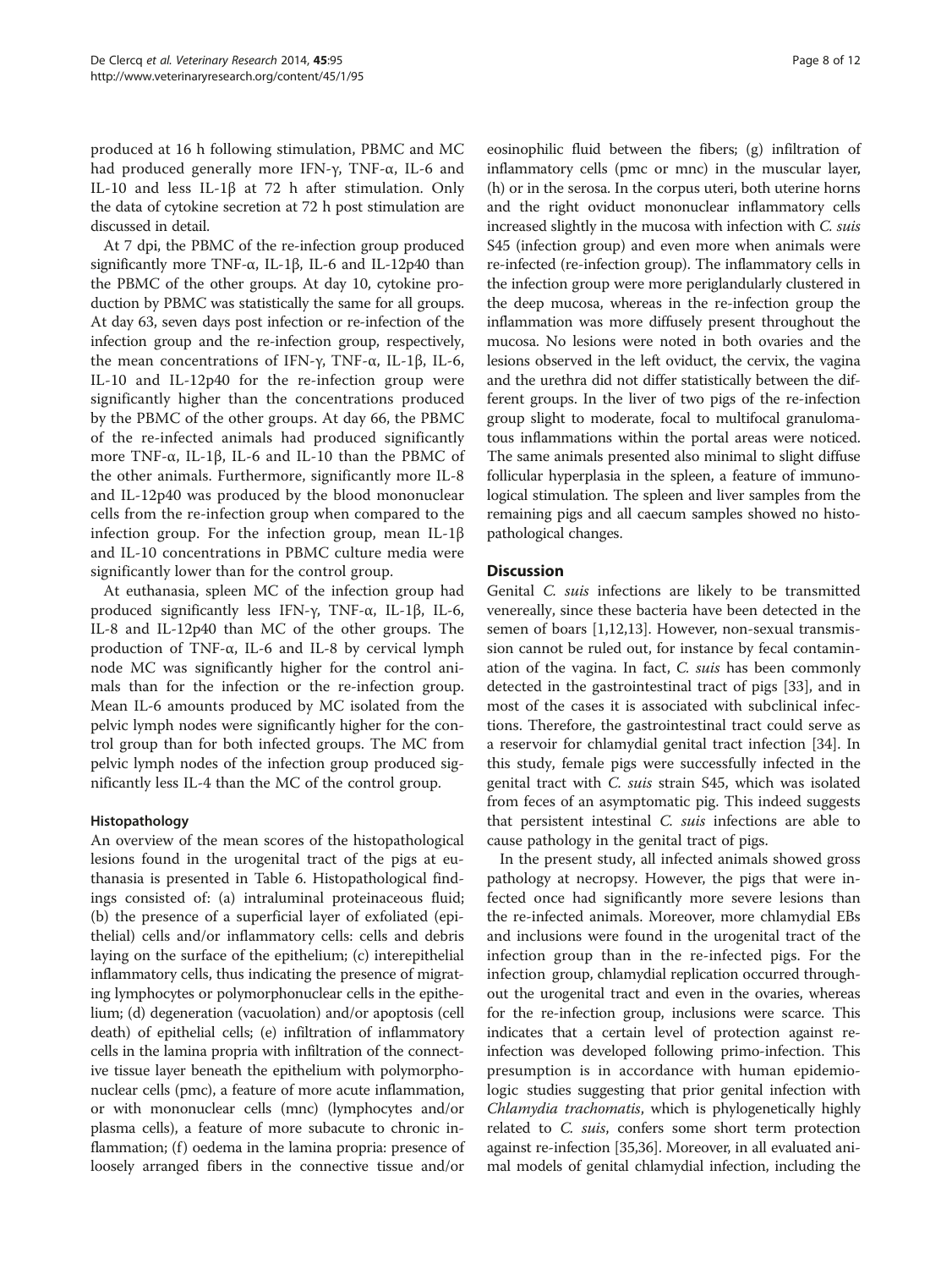produced at 16 h following stimulation, PBMC and MC had produced generally more IFN-γ, TNF-α, IL-6 and IL-10 and less IL-1β at 72 h after stimulation. Only the data of cytokine secretion at 72 h post stimulation are discussed in detail.

At 7 dpi, the PBMC of the re-infection group produced significantly more TNF-α, IL-1β, IL-6 and IL-12p40 than the PBMC of the other groups. At day 10, cytokine production by PBMC was statistically the same for all groups. At day 63, seven days post infection or re-infection of the infection group and the re-infection group, respectively, the mean concentrations of IFN-γ, TNF-α, IL-1β, IL-6, IL-10 and IL-12p40 for the re-infection group were significantly higher than the concentrations produced by the PBMC of the other groups. At day 66, the PBMC of the re-infected animals had produced significantly more TNF-α, IL-1β, IL-6 and IL-10 than the PBMC of the other animals. Furthermore, significantly more IL-8 and IL-12p40 was produced by the blood mononuclear cells from the re-infection group when compared to the infection group. For the infection group, mean IL-1β and IL-10 concentrations in PBMC culture media were significantly lower than for the control group.

At euthanasia, spleen MC of the infection group had produced significantly less IFN-γ, TNF-α, IL-1β, IL-6, IL-8 and IL-12p40 than MC of the other groups. The production of TNF-α, IL-6 and IL-8 by cervical lymph node MC was significantly higher for the control animals than for the infection or the re-infection group. Mean IL-6 amounts produced by MC isolated from the pelvic lymph nodes were significantly higher for the control group than for both infected groups. The MC from pelvic lymph nodes of the infection group produced significantly less IL-4 than the MC of the control group.

### Histopathology

An overview of the mean scores of the histopathological lesions found in the urogenital tract of the pigs at euthanasia is presented in Table 6. Histopathological findings consisted of: (a) intraluminal proteinaceous fluid; (b) the presence of a superficial layer of exfoliated (epithelial) cells and/or inflammatory cells: cells and debris laying on the surface of the epithelium; (c) interepithelial inflammatory cells, thus indicating the presence of migrating lymphocytes or polymorphonuclear cells in the epithelium; (d) degeneration (vacuolation) and/or apoptosis (cell death) of epithelial cells; (e) infiltration of inflammatory cells in the lamina propria with infiltration of the connective tissue layer beneath the epithelium with polymorphonuclear cells (pmc), a feature of more acute inflammation, or with mononuclear cells (mnc) (lymphocytes and/or plasma cells), a feature of more subacute to chronic inflammation; (f) oedema in the lamina propria: presence of loosely arranged fibers in the connective tissue and/or eosinophilic fluid between the fibers; (g) infiltration of inflammatory cells (pmc or mnc) in the muscular layer, (h) or in the serosa. In the corpus uteri, both uterine horns and the right oviduct mononuclear inflammatory cells increased slightly in the mucosa with infection with *C. suis* S45 (infection group) and even more when animals were re-infected (re-infection group). The inflammatory cells in the infection group were more periglandularly clustered in the deep mucosa, whereas in the re-infection group the inflammation was more diffusely present throughout the mucosa. No lesions were noted in both ovaries and the lesions observed in the left oviduct, the cervix, the vagina and the urethra did not differ statistically between the different groups. In the liver of two pigs of the re-infection group slight to moderate, focal to multifocal granulomatous inflammations within the portal areas were noticed. The same animals presented also minimal to slight diffuse follicular hyperplasia in the spleen, a feature of immunological stimulation. The spleen and liver samples from the remaining pigs and all caecum samples showed no histopathological changes.

## Discussion

Genital *C. suis* infections are likely to be transmitted venereally, since these bacteria have been detected in the semen of boars [1,12,13]. However, non-sexual transmission cannot be ruled out, for instance by fecal contamination of the vagina. In fact, *C. suis* has been commonly detected in the gastrointestinal tract of pigs [33], and in most of the cases it is associated with subclinical infections. Therefore, the gastrointestinal tract could serve as a reservoir for chlamydial genital tract infection [34]. In this study, female pigs were successfully infected in the genital tract with *C. suis* strain S45, which was isolated from feces of an asymptomatic pig. This indeed suggests that persistent intestinal *C. suis* infections are able to cause pathology in the genital tract of pigs.

In the present study, all infected animals showed gross pathology at necropsy. However, the pigs that were infected once had significantly more severe lesions than the re-infected animals. Moreover, more chlamydial EBs and inclusions were found in the urogenital tract of the infection group than in the re-infected pigs. For the infection group, chlamydial replication occurred throughout the urogenital tract and even in the ovaries, whereas for the re-infection group, inclusions were scarce. This indicates that a certain level of protection against re-infection was developed following primo-infection. This presumption is in accordance with human epidemiologic studies suggesting that prior genital infection with *Chlamydia trachomatis*, which is phylogenetically highly related to *C. suis*, confers some short term protection against re-infection [35,36]. Moreover, in all evaluated animal models of genital chlamydial infection, including the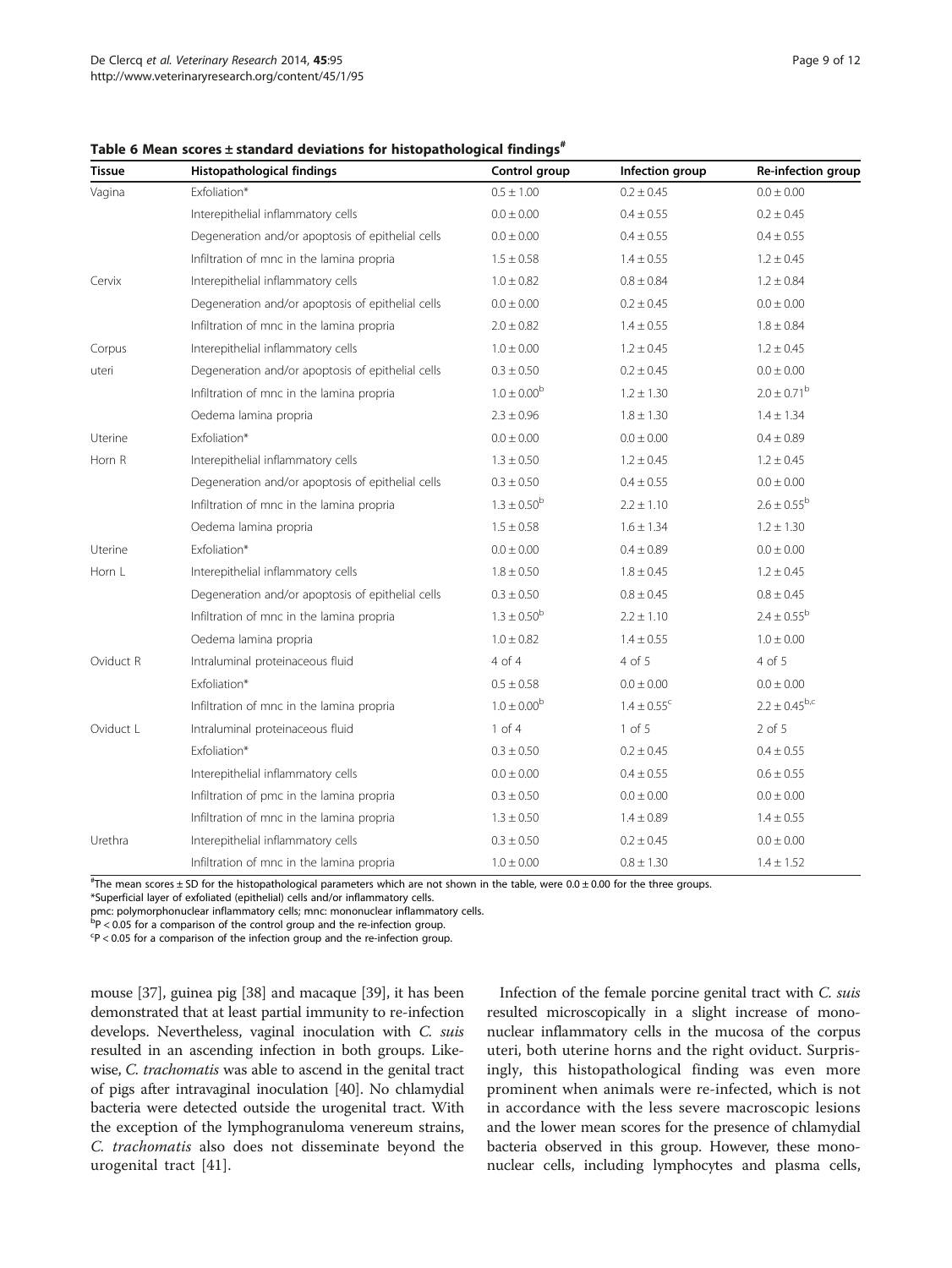**Table 6 Mean scores ± standard deviations for histopathological findings**[#]

| Tissue | Histopathological findings | Control group | Infection group | Re-infection group |
|---|---|---|---|---|
| Vagina | Exfoliation* | 0.5 ± 1.00 | 0.2 ± 0.45 | 0.0 ± 0.00 |
| | Interepithelial inflammatory cells | 0.0 ± 0.00 | 0.4 ± 0.55 | 0.2 ± 0.45 |
| | Degeneration and/or apoptosis of epithelial cells | 0.0 ± 0.00 | 0.4 ± 0.55 | 0.4 ± 0.55 |
| | Infiltration of mnc in the lamina propria | 1.5 ± 0.58 | 1.4 ± 0.55 | 1.2 ± 0.45 |
| Cervix | Interepithelial inflammatory cells | 1.0 ± 0.82 | 0.8 ± 0.84 | 1.2 ± 0.84 |
| | Degeneration and/or apoptosis of epithelial cells | 0.0 ± 0.00 | 0.2 ± 0.45 | 0.0 ± 0.00 |
| | Infiltration of mnc in the lamina propria | 2.0 ± 0.82 | 1.4 ± 0.55 | 1.8 ± 0.84 |
| Corpus uteri | Interepithelial inflammatory cells | 1.0 ± 0.00 | 1.2 ± 0.45 | 1.2 ± 0.45 |
| | Degeneration and/or apoptosis of epithelial cells | 0.3 ± 0.50 | 0.2 ± 0.45 | 0.0 ± 0.00 |
| | Infiltration of mnc in the lamina propria | 1.0 ± 0.00[b] | 1.2 ± 1.30 | 2.0 ± 0.71[b] |
| | Oedema lamina propria | 2.3 ± 0.96 | 1.8 ± 1.30 | 1.4 ± 1.34 |
| Uterine Horn R | Exfoliation* | 0.0 ± 0.00 | 0.0 ± 0.00 | 0.4 ± 0.89 |
| | Interepithelial inflammatory cells | 1.3 ± 0.50 | 1.2 ± 0.45 | 1.2 ± 0.45 |
| | Degeneration and/or apoptosis of epithelial cells | 0.3 ± 0.50 | 0.4 ± 0.55 | 0.0 ± 0.00 |
| | Infiltration of mnc in the lamina propria | 1.3 ± 0.50[b] | 2.2 ± 1.10 | 2.6 ± 0.55[b] |
| | Oedema lamina propria | 1.5 ± 0.58 | 1.6 ± 1.34 | 1.2 ± 1.30 |
| Uterine Horn L | Exfoliation* | 0.0 ± 0.00 | 0.4 ± 0.89 | 0.0 ± 0.00 |
| | Interepithelial inflammatory cells | 1.8 ± 0.50 | 1.8 ± 0.45 | 1.2 ± 0.45 |
| | Degeneration and/or apoptosis of epithelial cells | 0.3 ± 0.50 | 0.8 ± 0.45 | 0.8 ± 0.45 |
| | Infiltration of mnc in the lamina propria | 1.3 ± 0.50[b] | 2.2 ± 1.10 | 2.4 ± 0.55[b] |
| | Oedema lamina propria | 1.0 ± 0.82 | 1.4 ± 0.55 | 1.0 ± 0.00 |
| Oviduct R | Intraluminal proteinaceous fluid | 4 of 4 | 4 of 5 | 4 of 5 |
| | Exfoliation* | 0.5 ± 0.58 | 0.0 ± 0.00 | 0.0 ± 0.00 |
| | Infiltration of mnc in the lamina propria | 1.0 ± 0.00[b] | 1.4 ± 0.55[c] | 2.2 ± 0.45[b,c] |
| Oviduct L | Intraluminal proteinaceous fluid | 1 of 4 | 1 of 5 | 2 of 5 |
| | Exfoliation* | 0.3 ± 0.50 | 0.2 ± 0.45 | 0.4 ± 0.55 |
| | Interepithelial inflammatory cells | 0.0 ± 0.00 | 0.4 ± 0.55 | 0.6 ± 0.55 |
| | Infiltration of pmc in the lamina propria | 0.3 ± 0.50 | 0.0 ± 0.00 | 0.0 ± 0.00 |
| | Infiltration of mnc in the lamina propria | 1.3 ± 0.50 | 1.4 ± 0.89 | 1.4 ± 0.55 |
| Urethra | Interepithelial inflammatory cells | 0.3 ± 0.50 | 0.2 ± 0.45 | 0.0 ± 0.00 |
| | Infiltration of mnc in the lamina propria | 1.0 ± 0.00 | 0.8 ± 1.30 | 1.4 ± 1.52 |

[#]The mean scores ± SD for the histopathological parameters which are not shown in the table, were 0.0 ± 0.00 for the three groups.
*Superficial layer of exfoliated (epithelial) cells and/or inflammatory cells.
pmc: polymorphonuclear inflammatory cells; mnc: mononuclear inflammatory cells.
[b]$P < 0.05$ for a comparison of the control group and the re-infection group.
[c]$P < 0.05$ for a comparison of the infection group and the re-infection group.

mouse [37], guinea pig [38] and macaque [39], it has been demonstrated that at least partial immunity to re-infection develops. Nevertheless, vaginal inoculation with *C. suis* resulted in an ascending infection in both groups. Likewise, *C. trachomatis* was able to ascend in the genital tract of pigs after intravaginal inoculation [40]. No chlamydial bacteria were detected outside the urogenital tract. With the exception of the lymphogranuloma venereum strains, *C. trachomatis* also does not disseminate beyond the urogenital tract [41].

Infection of the female porcine genital tract with *C. suis* resulted microscopically in a slight increase of mononuclear inflammatory cells in the mucosa of the corpus uteri, both uterine horns and the right oviduct. Surprisingly, this histopathological finding was even more prominent when animals were re-infected, which is not in accordance with the less severe macroscopic lesions and the lower mean scores for the presence of chlamydial bacteria observed in this group. However, these mononuclear cells, including lymphocytes and plasma cells,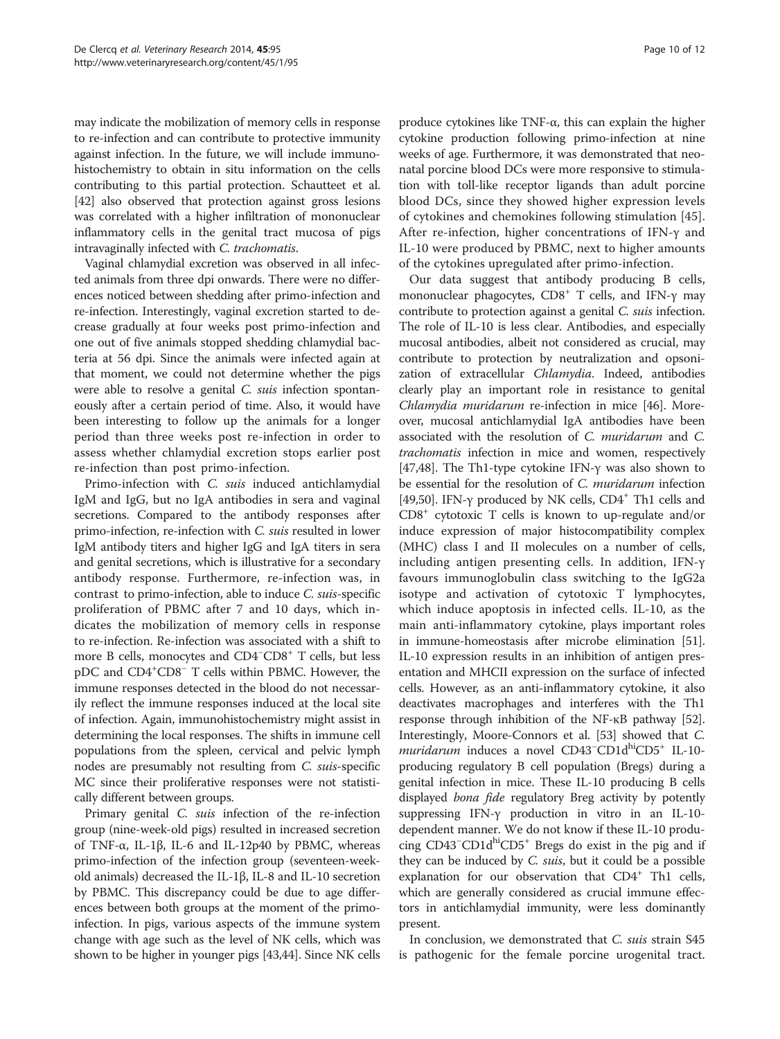may indicate the mobilization of memory cells in response to re-infection and can contribute to protective immunity against infection. In the future, we will include immunohistochemistry to obtain in situ information on the cells contributing to this partial protection. Schautteet et al. [42] also observed that protection against gross lesions was correlated with a higher infiltration of mononuclear inflammatory cells in the genital tract mucosa of pigs intravaginally infected with *C. trachomatis*.

Vaginal chlamydial excretion was observed in all infected animals from three dpi onwards. There were no differences noticed between shedding after primo-infection and re-infection. Interestingly, vaginal excretion started to decrease gradually at four weeks post primo-infection and one out of five animals stopped shedding chlamydial bacteria at 56 dpi. Since the animals were infected again at that moment, we could not determine whether the pigs were able to resolve a genital *C. suis* infection spontaneously after a certain period of time. Also, it would have been interesting to follow up the animals for a longer period than three weeks post re-infection in order to assess whether chlamydial excretion stops earlier post re-infection than post primo-infection.

Primo-infection with *C. suis* induced antichlamydial IgM and IgG, but no IgA antibodies in sera and vaginal secretions. Compared to the antibody responses after primo-infection, re-infection with *C. suis* resulted in lower IgM antibody titers and higher IgG and IgA titers in sera and genital secretions, which is illustrative for a secondary antibody response. Furthermore, re-infection was, in contrast to primo-infection, able to induce *C. suis*-specific proliferation of PBMC after 7 and 10 days, which indicates the mobilization of memory cells in response to re-infection. Re-infection was associated with a shift to more B cells, monocytes and $CD4^{-}CD8^{+}$ T cells, but less pDC and $CD4^{+}CD8^{-}$ T cells within PBMC. However, the immune responses detected in the blood do not necessarily reflect the immune responses induced at the local site of infection. Again, immunohistochemistry might assist in determining the local responses. The shifts in immune cell populations from the spleen, cervical and pelvic lymph nodes are presumably not resulting from *C. suis*-specific MC since their proliferative responses were not statistically different between groups.

Primary genital *C. suis* infection of the re-infection group (nine-week-old pigs) resulted in increased secretion of TNF-α, IL-1β, IL-6 and IL-12p40 by PBMC, whereas primo-infection of the infection group (seventeen-week-old animals) decreased the IL-1β, IL-8 and IL-10 secretion by PBMC. This discrepancy could be due to age differences between both groups at the moment of the primo-infection. In pigs, various aspects of the immune system change with age such as the level of NK cells, which was shown to be higher in younger pigs [43,44]. Since NK cells produce cytokines like TNF-α, this can explain the higher cytokine production following primo-infection at nine weeks of age. Furthermore, it was demonstrated that neonatal porcine blood DCs were more responsive to stimulation with toll-like receptor ligands than adult porcine blood DCs, since they showed higher expression levels of cytokines and chemokines following stimulation [45]. After re-infection, higher concentrations of IFN-γ and IL-10 were produced by PBMC, next to higher amounts of the cytokines upregulated after primo-infection.

Our data suggest that antibody producing B cells, mononuclear phagocytes, $CD8^{+}$ T cells, and IFN-γ may contribute to protection against a genital *C. suis* infection. The role of IL-10 is less clear. Antibodies, and especially mucosal antibodies, albeit not considered as crucial, may contribute to protection by neutralization and opsonization of extracellular *Chlamydia*. Indeed, antibodies clearly play an important role in resistance to genital *Chlamydia muridarum* re-infection in mice [46]. Moreover, mucosal antichlamydial IgA antibodies have been associated with the resolution of *C. muridarum* and *C. trachomatis* infection in mice and women, respectively [47,48]. The Th1-type cytokine IFN-γ was also shown to be essential for the resolution of *C. muridarum* infection [49,50]. IFN-γ produced by NK cells, $CD4^{+}$ Th1 cells and $CD8^{+}$ cytotoxic T cells is known to up-regulate and/or induce expression of major histocompatibility complex (MHC) class I and II molecules on a number of cells, including antigen presenting cells. In addition, IFN-γ favours immunoglobulin class switching to the IgG2a isotype and activation of cytotoxic T lymphocytes, which induce apoptosis in infected cells. IL-10, as the main anti-inflammatory cytokine, plays important roles in immune-homeostasis after microbe elimination [51]. IL-10 expression results in an inhibition of antigen presentation and MHCII expression on the surface of infected cells. However, as an anti-inflammatory cytokine, it also deactivates macrophages and interferes with the Th1 response through inhibition of the NF-κB pathway [52]. Interestingly, Moore-Connors et al. [53] showed that *C. muridarum* induces a novel $CD43^{-}CD1d^{hi}CD5^{+}$ IL-10-producing regulatory B cell population (Bregs) during a genital infection in mice. These IL-10 producing B cells displayed *bona fide* regulatory Breg activity by potently suppressing IFN-γ production in vitro in an IL-10-dependent manner. We do not know if these IL-10 producing $CD43^{-}CD1d^{hi}CD5^{+}$ Bregs do exist in the pig and if they can be induced by *C. suis*, but it could be a possible explanation for our observation that $CD4^{+}$ Th1 cells, which are generally considered as crucial immune effectors in antichlamydial immunity, were less dominantly present.

In conclusion, we demonstrated that *C. suis* strain S45 is pathogenic for the female porcine urogenital tract.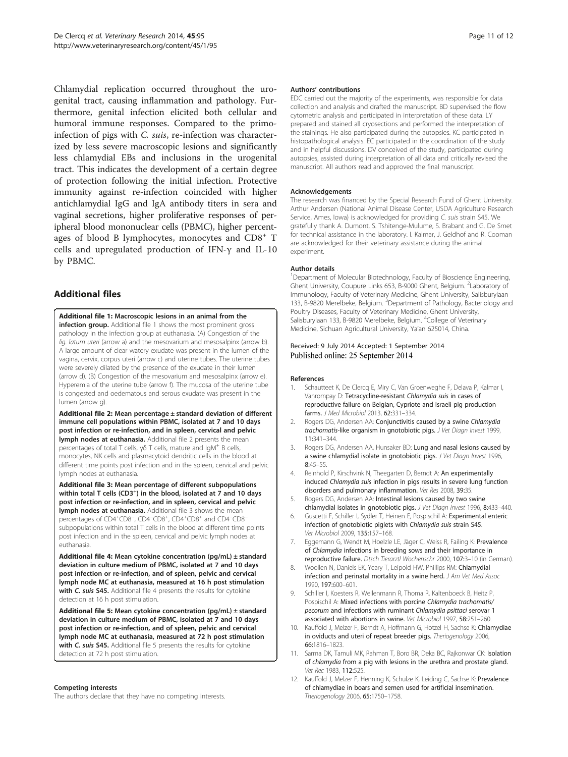Chlamydial replication occurred throughout the urogenital tract, causing inflammation and pathology. Furthermore, genital infection elicited both cellular and humoral immune responses. Compared to the primo-infection of pigs with *C. suis*, re-infection was characterized by less severe macroscopic lesions and significantly less chlamydial EBs and inclusions in the urogenital tract. This indicates the development of a certain degree of protection following the initial infection. Protective immunity against re-infection coincided with higher antichlamydial IgG and IgA antibody titers in sera and vaginal secretions, higher proliferative responses of peripheral blood mononuclear cells (PBMC), higher percentages of blood B lymphocytes, monocytes and $CD8^+$ T cells and upregulated production of IFN-γ and IL-10 by PBMC.

## Additional files

**Additional file 1: Macroscopic lesions in an animal from the infection group.** Additional file 1 shows the most prominent gross pathology in the infection group at euthanasia. (A) Congestion of the *lig. latum uteri* (arrow a) and the mesovarium and mesosalpinx (arrow b). A large amount of clear watery exudate was present in the lumen of the vagina, cervix, corpus uteri (arrow c) and uterine tubes. The uterine tubes were severely dilated by the presence of the exudate in their lumen (arrow d). (B) Congestion of the mesovarium and mesosalpinx (arrow e). Hyperemia of the uterine tube (arrow f). The mucosa of the uterine tube is congested and oedematous and serous exudate was present in the lumen (arrow g).

**Additional file 2: Mean percentage ± standard deviation of different immune cell populations within PBMC, isolated at 7 and 10 days post infection or re-infection, and in spleen, cervical and pelvic lymph nodes at euthanasia.** Additional file 2 presents the mean percentages of total T cells, γδ T cells, mature and $IgM^+$ B cells, monocytes, NK cells and plasmacytoid dendritic cells in the blood at different time points post infection and in the spleen, cervical and pelvic lymph nodes at euthanasia.

**Additional file 3: Mean percentage of different subpopulations within total T cells ($CD3^+$) in the blood, isolated at 7 and 10 days post infection or re-infection, and in spleen, cervical and pelvic lymph nodes at euthanasia.** Additional file 3 shows the mean percentages of $CD4^+CD8^-$, $CD4^-CD8^+$, $CD4^+CD8^+$ and $CD4^-CD8^-$ subpopulations within total T cells in the blood at different time points post infection and in the spleen, cervical and pelvic lymph nodes at euthanasia.

**Additional file 4: Mean cytokine concentration (pg/mL) ± standard deviation in culture medium of PBMC, isolated at 7 and 10 days post infection or re-infection, and of spleen, pelvic and cervical lymph node MC at euthanasia, measured at 16 h post stimulation with *C. suis* S45.** Additional file 4 presents the results for cytokine detection at 16 h post stimulation.

**Additional file 5: Mean cytokine concentration (pg/mL) ± standard deviation in culture medium of PBMC, isolated at 7 and 10 days post infection or re-infection, and of spleen, pelvic and cervical lymph node MC at euthanasia, measured at 72 h post stimulation with *C. suis* S45.** Additional file 5 presents the results for cytokine detection at 72 h post stimulation.

#### Competing interests
The authors declare that they have no competing interests.

#### Authors' contributions
EDC carried out the majority of the experiments, was responsible for data collection and analysis and drafted the manuscript. BD supervised the flow cytometric analysis and participated in interpretation of these data. LY prepared and stained all cryosections and performed the interpretation of the stainings. He also participated during the autopsies. KC participated in histopathological analysis. EC participated in the coordination of the study and in helpful discussions. DV conceived of the study, participated during autopsies, assisted during interpretation of all data and critically revised the manuscript. All authors read and approved the final manuscript.

#### Acknowledgements
The research was financed by the Special Research Fund of Ghent University. Arthur Andersen (National Animal Disease Center, USDA Agriculture Research Service, Ames, Iowa) is acknowledged for providing *C. suis* strain S45. We gratefully thank A. Dumont, S. Tshitenge-Mulume, S. Brabant and G. De Smet for technical assistance in the laboratory. I. Kalmar, J. Geldhof and R. Cooman are acknowledged for their veterinary assistance during the animal experiment.

#### Author details
[1]Department of Molecular Biotechnology, Faculty of Bioscience Engineering, Ghent University, Coupure Links 653, B-9000 Ghent, Belgium. [2]Laboratory of Immunology, Faculty of Veterinary Medicine, Ghent University, Salisburylaan 133, B-9820 Merelbeke, Belgium. [3]Department of Pathology, Bacteriology and Poultry Diseases, Faculty of Veterinary Medicine, Ghent University, Salisburylaan 133, B-9820 Merelbeke, Belgium. [4]College of Veterinary Medicine, Sichuan Agricultural University, Ya'an 625014, China.

Received: 9 July 2014 Accepted: 1 September 2014
Published online: 25 September 2014

#### References

1. Schautteet K, De Clercq E, Miry C, Van Groenweghe F, Delava P, Kalmar I, Vanrompay D: **Tetracycline-resistant *Chlamydia suis* in cases of reproductive failure on Belgian, Cypriote and Israeli pig production farms.** *J Med Microbiol* 2013, **62:**331–334.
2. Rogers DG, Andersen AA: **Conjunctivitis caused by a swine *Chlamydia trachomatis*-like organism in gnotobiotic pigs.** *J Vet Diagn Invest* 1999, **11:**341–344.
3. Rogers DG, Andersen AA, Hunsaker BD: **Lung and nasal lesions caused by a swine chlamydial isolate in gnotobiotic pigs.** *J Vet Diagn Invest* 1996, **8:**45–55.
4. Reinhold P, Kirschvink N, Theegarten D, Berndt A: **An experimentally induced *Chlamydia suis* infection in pigs results in severe lung function disorders and pulmonary inflammation.** *Vet Res* 2008, **39:**35.
5. Rogers DG, Andersen AA: **Intestinal lesions caused by two swine chlamydial isolates in gnotobiotic pigs.** *J Vet Diagn Invest* 1996, **8:**433–440.
6. Guscetti F, Schiller I, Sydler T, Heinen E, Pospischil A: **Experimental enteric infection of gnotobiotic piglets with *Chlamydia suis* strain S45.** *Vet Microbiol* 2009, **135:**157–168.
7. Eggemann G, Wendt M, Hoelzle LE, Jäger C, Weiss R, Failing K: **Prevalence of *Chlamydia* infections in breeding sows and their importance in reproductive failure.** *Dtsch Tierarztl Wochenschr* 2000, **107:**3–10 (in German).
8. Woollen N, Daniels EK, Yeary T, Leipold HW, Phillips RM: **Chlamydial infection and perinatal mortality in a swine herd.** *J Am Vet Med Assoc* 1990, **197:**600–601.
9. Schiller I, Koesters R, Weilenmann R, Thoma R, Kaltenboeck B, Heitz P, Pospischil A: **Mixed infections with porcine *Chlamydia trachomatis/ pecorum* and infections with ruminant *Chlamydia psittaci* serovar 1 associated with abortions in swine.** *Vet Microbiol* 1997, **58:**251–260.
10. Kauffold J, Melzer F, Berndt A, Hoffmann G, Hotzel H, Sachse K: **Chlamydiae in oviducts and uteri of repeat breeder pigs.** *Theriogenology* 2006, **66:**1816–1823.
11. Sarma DK, Tamuli MK, Rahman T, Boro BR, Deka BC, Rajkonwar CK: **Isolation of *chlamydia* from a pig with lesions in the urethra and prostate gland.** *Vet Rec* 1983, **112:**525.
12. Kauffold J, Melzer F, Henning K, Schulze K, Leiding C, Sachse K: **Prevalence of chlamydiae in boars and semen used for artificial insemination.** *Theriogenology* 2006, **65:**1750–1758.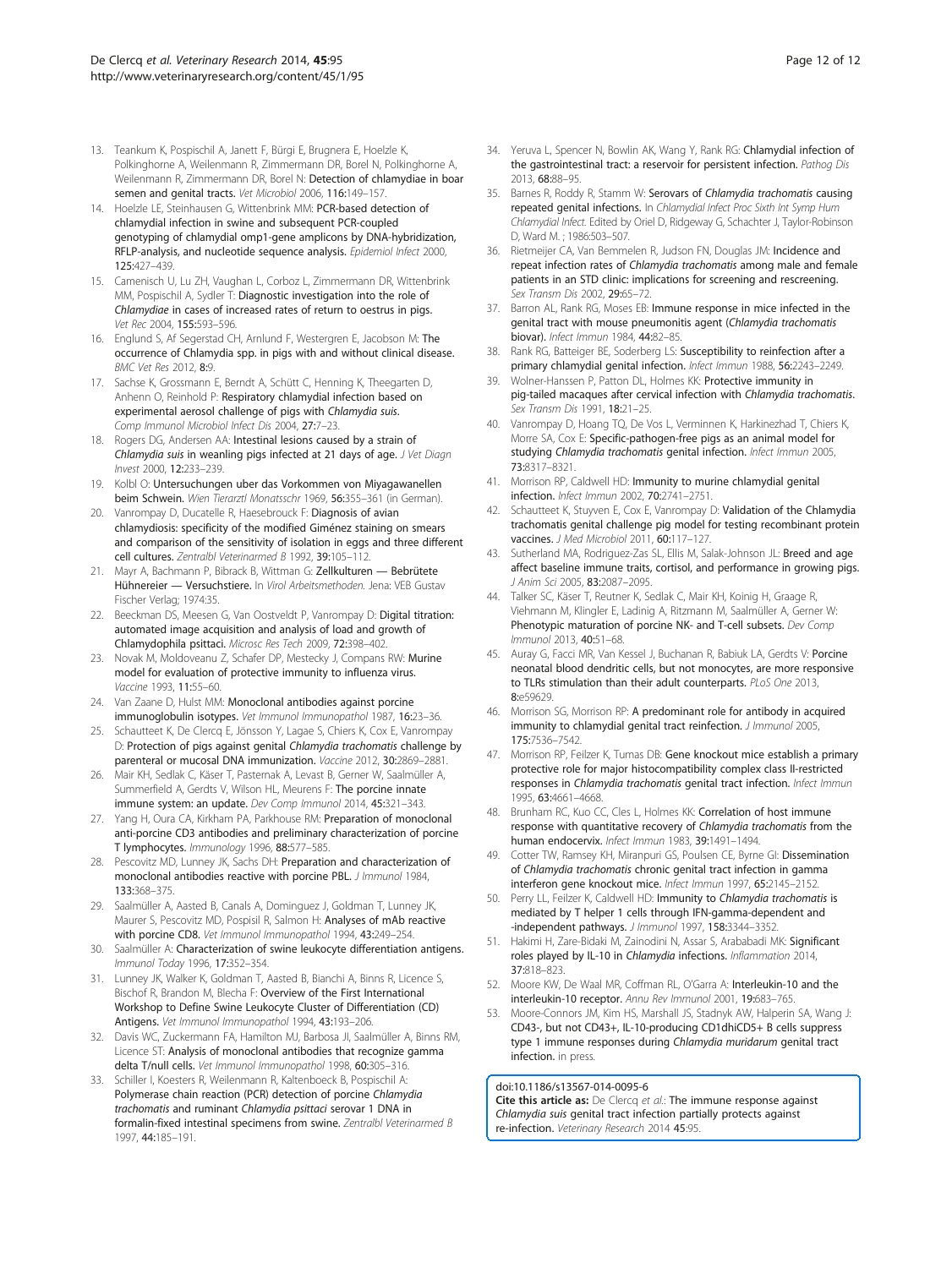13. Teankum K, Pospischil A, Janett F, Bürgi E, Brugnera E, Hoelzle K, Polkinghorne A, Weilenmann R, Zimmermann DR, Borel N, Polkinghorne A, Weilenmann R, Zimmermann DR, Borel N: Detection of chlamydiae in boar semen and genital tracts. *Vet Microbiol* 2006, 116:149–157.
14. Hoelzle LE, Steinhausen G, Wittenbrink MM: PCR-based detection of chlamydial infection in swine and subsequent PCR-coupled genotyping of chlamydial omp1-gene amplicons by DNA-hybridization, RFLP-analysis, and nucleotide sequence analysis. *Epidemiol Infect* 2000, 125:427–439.
15. Camenisch U, Lu ZH, Vaughan L, Corboz L, Zimmermann DR, Wittenbrink MM, Pospischil A, Sydler T: Diagnostic investigation into the role of *Chlamydiae* in cases of increased rates of return to oestrus in pigs. *Vet Rec* 2004, 155:593–596.
16. Englund S, Af Segerstad CH, Arnlund F, Westergren E, Jacobson M: The occurrence of Chlamydia spp. in pigs with and without clinical disease. *BMC Vet Res* 2012, 8:9.
17. Sachse K, Grossmann E, Berndt A, Schütt C, Henning K, Theegarten D, Anhenn O, Reinhold P: Respiratory chlamydial infection based on experimental aerosol challenge of pigs with *Chlamydia suis*. *Comp Immunol Microbiol Infect Dis* 2004, 27:7–23.
18. Rogers DG, Andersen AA: Intestinal lesions caused by a strain of *Chlamydia suis* in weanling pigs infected at 21 days of age. *J Vet Diagn Invest* 2000, 12:233–239.
19. Kolbl O: Untersuchungen uber das Vorkommen von Miyagawanellen beim Schwein. *Wien Tierarztl Monatsschr* 1969, 56:355–361 (in German).
20. Vanrompay D, Ducatelle R, Haesebrouck F: Diagnosis of avian chlamydiosis: specificity of the modified Giménez staining on smears and comparison of the sensitivity of isolation in eggs and three different cell cultures. *Zentralbl Veterinarmed B* 1992, 39:105–112.
21. Mayr A, Bachmann P, Bibrack B, Wittman G: Zellkulturen — Bebrütete Hühnereier — Versuchstiere. In *Virol Arbeitsmethoden*. Jena: VEB Gustav Fischer Verlag; 1974:35.
22. Beeckman DS, Meesen G, Van Oostveldt P, Vanrompay D: Digital titration: automated image acquisition and analysis of load and growth of Chlamydophila psittaci. *Microsc Res Tech* 2009, 72:398–402.
23. Novak M, Moldoveanu Z, Schafer DP, Mestecky J, Compans RW: Murine model for evaluation of protective immunity to influenza virus. *Vaccine* 1993, 11:55–60.
24. Van Zaane D, Hulst MM: Monoclonal antibodies against porcine immunoglobulin isotypes. *Vet Immunol Immunopathol* 1987, 16:23–36.
25. Schautteet K, De Clercq E, Jönsson Y, Lagae S, Chiers K, Cox E, Vanrompay D: Protection of pigs against genital *Chlamydia trachomatis* challenge by parenteral or mucosal DNA immunization. *Vaccine* 2012, 30:2869–2881.
26. Mair KH, Sedlak C, Käser T, Pasternak A, Levast B, Gerner W, Saalmüller A, Summerfield A, Gerdts V, Wilson HL, Meurens F: The porcine innate immune system: an update. *Dev Comp Immunol* 2014, 45:321–343.
27. Yang H, Oura CA, Kirkham PA, Parkhouse RM: Preparation of monoclonal anti-porcine CD3 antibodies and preliminary characterization of porcine T lymphocytes. *Immunology* 1996, 88:577–585.
28. Pescovitz MD, Lunney JK, Sachs DH: Preparation and characterization of monoclonal antibodies reactive with porcine PBL. *J Immunol* 1984, 133:368–375.
29. Saalmüller A, Aasted B, Canals A, Dominguez J, Goldman T, Lunney JK, Maurer S, Pescovitz MD, Pospisil R, Salmon H: Analyses of mAb reactive with porcine CD8. *Vet Immunol Immunopathol* 1994, 43:249–254.
30. Saalmüller A: Characterization of swine leukocyte differentiation antigens. *Immunol Today* 1996, 17:352–354.
31. Lunney JK, Walker K, Goldman T, Aasted B, Bianchi A, Binns R, Licence S, Bischof R, Brandon M, Blecha F: Overview of the First International Workshop to Define Swine Leukocyte Cluster of Differentiation (CD) Antigens. *Vet Immunol Immunopathol* 1994, 43:193–206.
32. Davis WC, Zuckermann FA, Hamilton MJ, Barbosa JI, Saalmüller A, Binns RM, Licence ST: Analysis of monoclonal antibodies that recognize gamma delta T/null cells. *Vet Immunol Immunopathol* 1998, 60:305–316.
33. Schiller I, Koesters R, Weilenmann R, Kaltenboeck B, Pospischil A: Polymerase chain reaction (PCR) detection of porcine *Chlamydia trachomatis* and ruminant *Chlamydia psittaci* serovar 1 DNA in formalin-fixed intestinal specimens from swine. *Zentralbl Veterinarmed B* 1997, 44:185–191.
34. Yeruva L, Spencer N, Bowlin AK, Wang Y, Rank RG: Chlamydial infection of the gastrointestinal tract: a reservoir for persistent infection. *Pathog Dis* 2013, 68:88–95.
35. Barnes R, Roddy R, Stamm W: Serovars of *Chlamydia trachomatis* causing repeated genital infections. In *Chlamydial Infect Proc Sixth Int Symp Hum Chlamydial Infect*. Edited by Oriel D, Ridgeway G, Schachter J, Taylor-Robinson D, Ward M. ; 1986:503–507.
36. Rietmeijer CA, Van Bemmelen R, Judson FN, Douglas JM: Incidence and repeat infection rates of *Chlamydia trachomatis* among male and female patients in an STD clinic: implications for screening and rescreening. *Sex Transm Dis* 2002, 29:65–72.
37. Barron AL, Rank RG, Moses EB: Immune response in mice infected in the genital tract with mouse pneumonitis agent (*Chlamydia trachomatis* biovar). *Infect Immun* 1984, 44:82–85.
38. Rank RG, Batteiger BE, Soderberg LS: Susceptibility to reinfection after a primary chlamydial genital infection. *Infect Immun* 1988, 56:2243–2249.
39. Wolner-Hanssen P, Patton DL, Holmes KK: Protective immunity in pig-tailed macaques after cervical infection with *Chlamydia trachomatis*. *Sex Transm Dis* 1991, 18:21–25.
40. Vanrompay D, Hoang TQ, De Vos L, Verminnen K, Harkinezhad T, Chiers K, Morre SA, Cox E: Specific-pathogen-free pigs as an animal model for studying *Chlamydia trachomatis* genital infection. *Infect Immun* 2005, 73:8317–8321.
41. Morrison RP, Caldwell HD: Immunity to murine chlamydial genital infection. *Infect Immun* 2002, 70:2741–2751.
42. Schautteet K, Stuyven E, Cox E, Vanrompay D: Validation of the Chlamydia trachomatis genital challenge pig model for testing recombinant protein vaccines. *J Med Microbiol* 2011, 60:117–127.
43. Sutherland MA, Rodriguez-Zas SL, Ellis M, Salak-Johnson JL: Breed and age affect baseline immune traits, cortisol, and performance in growing pigs. *J Anim Sci* 2005, 83:2087–2095.
44. Talker SC, Käser T, Reutner K, Sedlak C, Mair KH, Koinig H, Graage R, Viehmann M, Klingler E, Ladinig A, Ritzmann M, Saalmüller A, Gerner W: Phenotypic maturation of porcine NK- and T-cell subsets. *Dev Comp Immunol* 2013, 40:51–68.
45. Auray G, Facci MR, Van Kessel J, Buchanan R, Babiuk LA, Gerdts V: Porcine neonatal blood dendritic cells, but not monocytes, are more responsive to TLRs stimulation than their adult counterparts. *PLoS One* 2013, 8:e59629.
46. Morrison SG, Morrison RP: A predominant role for antibody in acquired immunity to chlamydial genital tract reinfection. *J Immunol* 2005, 175:7536–7542.
47. Morrison RP, Feilzer K, Tumas DB: Gene knockout mice establish a primary protective role for major histocompatibility complex class II-restricted responses in *Chlamydia trachomatis* genital tract infection. *Infect Immun* 1995, 63:4661–4668.
48. Brunham RC, Kuo CC, Cles L, Holmes KK: Correlation of host immune response with quantitative recovery of *Chlamydia trachomatis* from the human endocervix. *Infect Immun* 1983, 39:1491–1494.
49. Cotter TW, Ramsey KH, Miranpuri GS, Poulsen CE, Byrne GI: Dissemination of *Chlamydia trachomatis* chronic genital tract infection in gamma interferon gene knockout mice. *Infect Immun* 1997, 65:2145–2152.
50. Perry LL, Feilzer K, Caldwell HD: Immunity to *Chlamydia trachomatis* is mediated by T helper 1 cells through IFN-gamma-dependent and -independent pathways. *J Immunol* 1997, 158:3344–3352.
51. Hakimi H, Zare-Bidaki M, Zainodini N, Assar S, Arababadi MK: Significant roles played by IL-10 in *Chlamydia* infections. *Inflammation* 2014, 37:818–823.
52. Moore KW, De Waal MR, Coffman RL, O'Garra A: Interleukin-10 and the interleukin-10 receptor. *Annu Rev Immunol* 2001, 19:683–765.
53. Moore-Connors JM, Kim HS, Marshall JS, Stadnyk AW, Halperin SA, Wang J: CD43-, but not CD43+, IL-10-producing CD1dhiCD5+ B cells suppress type 1 immune responses during *Chlamydia muridarum* genital tract infection. in press.

doi:10.1186/s13567-014-0095-6

**Cite this article as:** De Clercq *et al.*: The immune response against *Chlamydia suis* genital tract infection partially protects against re-infection. *Veterinary Research* 2014 45:95.